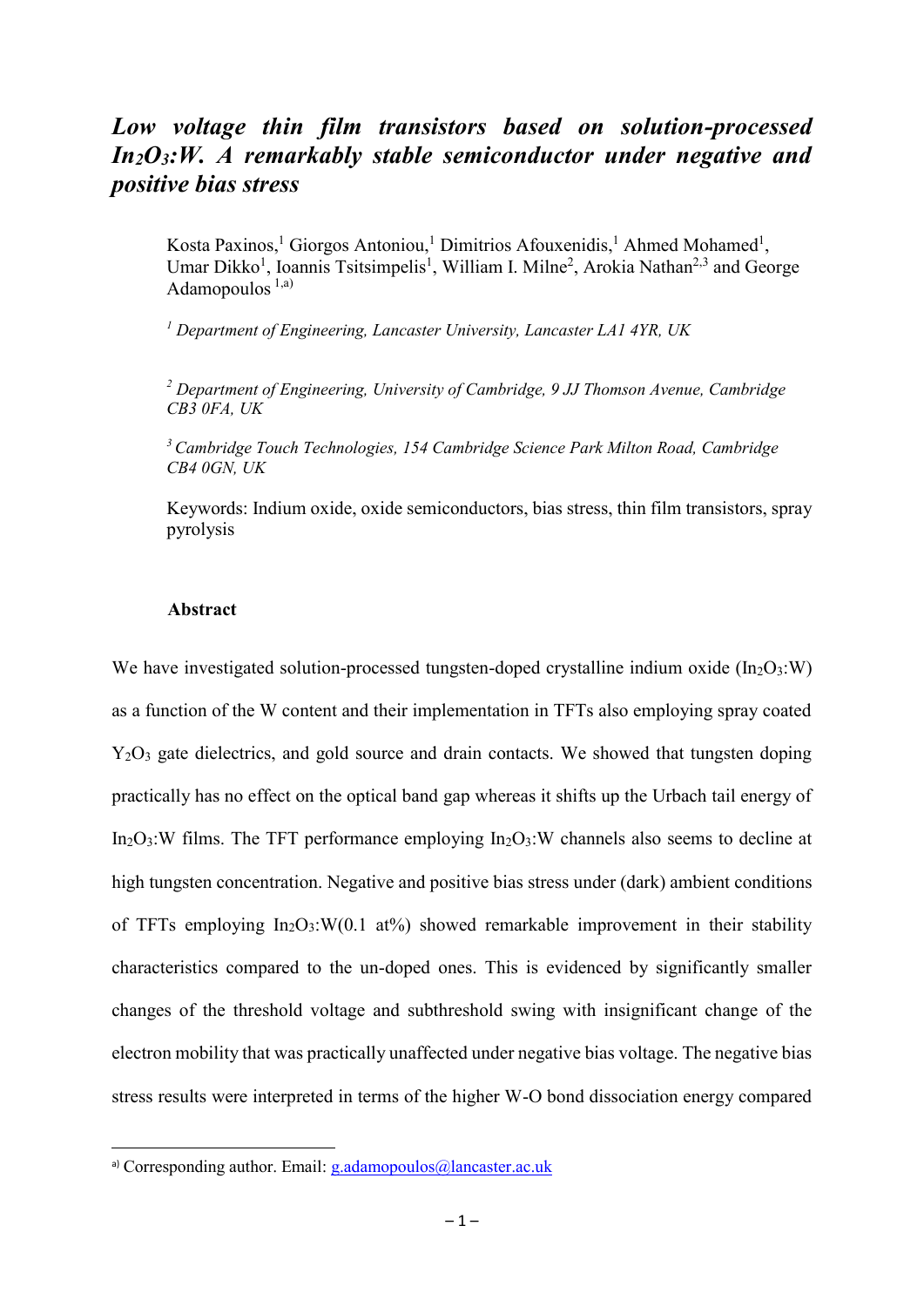# *Low voltage thin film transistors based on solution-processed $In_2O_3$:W. A remarkably stable semiconductor under negative and positive bias stress*

Kosta Paxinos,[1] Giorgos Antoniou,[1] Dimitrios Afouxenidis,[1] Ahmed Mohamed[1], Umar Dikko[1], Ioannis Tsitsimpelis[1], William I. Milne[2], Arokia Nathan[2,3] and George Adamopoulos [1,a)]

[1] *Department of Engineering, Lancaster University, Lancaster LA1 4YR, UK*

[2] *Department of Engineering, University of Cambridge, 9 JJ Thomson Avenue, Cambridge CB3 0FA, UK*

[3] *Cambridge Touch Technologies, 154 Cambridge Science Park Milton Road, Cambridge CB4 0GN, UK*

Keywords: Indium oxide, oxide semiconductors, bias stress, thin film transistors, spray pyrolysis

**Abstract**

We have investigated solution-processed tungsten-doped crystalline indium oxide ($In_2O_3$:W) as a function of the W content and their implementation in TFTs also employing spray coated $Y_2O_3$ gate dielectrics, and gold source and drain contacts. We showed that tungsten doping practically has no effect on the optical band gap whereas it shifts up the Urbach tail energy of $In_2O_3$:W films. The TFT performance employing $In_2O_3$:W channels also seems to decline at high tungsten concentration. Negative and positive bias stress under (dark) ambient conditions of TFTs employing $In_2O_3$:W(0.1 at%) showed remarkable improvement in their stability characteristics compared to the un-doped ones. This is evidenced by significantly smaller changes of the threshold voltage and subthreshold swing with insignificant change of the electron mobility that was practically unaffected under negative bias voltage. The negative bias stress results were interpreted in terms of the higher W-O bond dissociation energy compared

[a)] Corresponding author. Email: g.adamopoulos@lancaster.ac.uk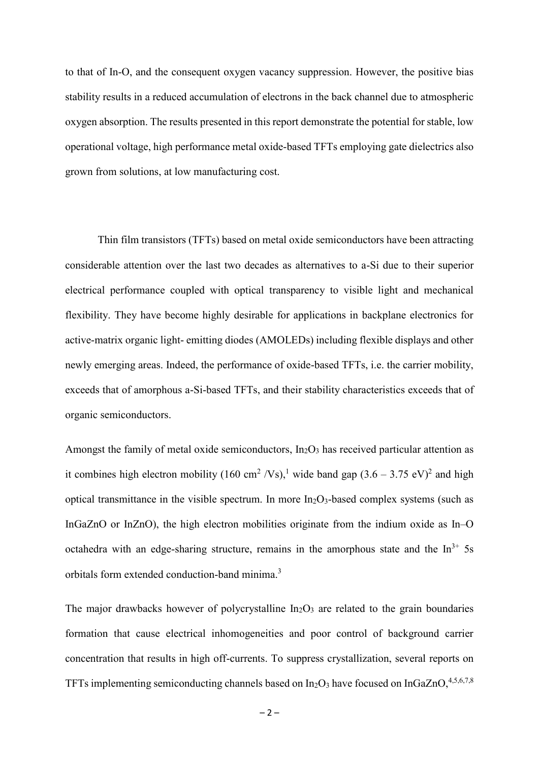to that of In-O, and the consequent oxygen vacancy suppression. However, the positive bias stability results in a reduced accumulation of electrons in the back channel due to atmospheric oxygen absorption. The results presented in this report demonstrate the potential for stable, low operational voltage, high performance metal oxide-based TFTs employing gate dielectrics also grown from solutions, at low manufacturing cost.

Thin film transistors (TFTs) based on metal oxide semiconductors have been attracting considerable attention over the last two decades as alternatives to a-Si due to their superior electrical performance coupled with optical transparency to visible light and mechanical flexibility. They have become highly desirable for applications in backplane electronics for active-matrix organic light- emitting diodes (AMOLEDs) including flexible displays and other newly emerging areas. Indeed, the performance of oxide-based TFTs, i.e. the carrier mobility, exceeds that of amorphous a-Si-based TFTs, and their stability characteristics exceeds that of organic semiconductors.

Amongst the family of metal oxide semiconductors, $In_2O_3$ has received particular attention as it combines high electron mobility (160 $cm^2$ /Vs),[1] wide band gap (3.6 – 3.75 eV)[2] and high optical transmittance in the visible spectrum. In more $In_2O_3$-based complex systems (such as InGaZnO or InZnO), the high electron mobilities originate from the indium oxide as In–O octahedra with an edge-sharing structure, remains in the amorphous state and the $In^{3+}$ 5s orbitals form extended conduction-band minima.[3]

The major drawbacks however of polycrystalline $In_2O_3$ are related to the grain boundaries formation that cause electrical inhomogeneities and poor control of background carrier concentration that results in high off-currents. To suppress crystallization, several reports on TFTs implementing semiconducting channels based on $In_2O_3$ have focused on InGaZnO,[4,5,6,7,8]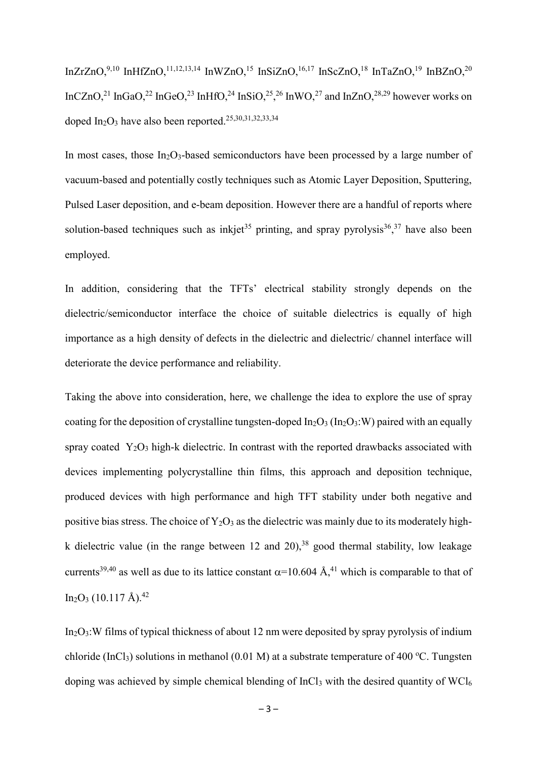InZrZnO,[9,10] InHfZnO,[11,12,13,14] InWZnO,[15] InSiZnO,[16,17] InScZnO,[18] InTaZnO,[19] InBZnO,[20] InCZnO,[21] InGaO,[22] InGeO,[23] InHfO,[24] InSiO,[25],[26] InWO,[27] and InZnO,[28,29] however works on doped $In_2O_3$ have also been reported.[25,30,31,32,33,34]

In most cases, those $In_2O_3$-based semiconductors have been processed by a large number of vacuum-based and potentially costly techniques such as Atomic Layer Deposition, Sputtering, Pulsed Laser deposition, and e-beam deposition. However there are a handful of reports where solution-based techniques such as inkjet[35] printing, and spray pyrolysis[36],[37] have also been employed.

In addition, considering that the TFTs' electrical stability strongly depends on the dielectric/semiconductor interface the choice of suitable dielectrics is equally of high importance as a high density of defects in the dielectric and dielectric/ channel interface will deteriorate the device performance and reliability.

Taking the above into consideration, here, we challenge the idea to explore the use of spray coating for the deposition of crystalline tungsten-doped $In_2O_3$ ($In_2O_3$:W) paired with an equally spray coated $Y_2O_3$ high-k dielectric. In contrast with the reported drawbacks associated with devices implementing polycrystalline thin films, this approach and deposition technique, produced devices with high performance and high TFT stability under both negative and positive bias stress. The choice of $Y_2O_3$ as the dielectric was mainly due to its moderately high-k dielectric value (in the range between 12 and 20),[38] good thermal stability, low leakage currents[39,40] as well as due to its lattice constant $\alpha$=10.604 Å,[41] which is comparable to that of $In_2O_3$ (10.117 Å).[42]

$In_2O_3$:W films of typical thickness of about 12 nm were deposited by spray pyrolysis of indium chloride ($InCl_3$) solutions in methanol (0.01 M) at a substrate temperature of 400 °C. Tungsten doping was achieved by simple chemical blending of $InCl_3$ with the desired quantity of $WCl_6$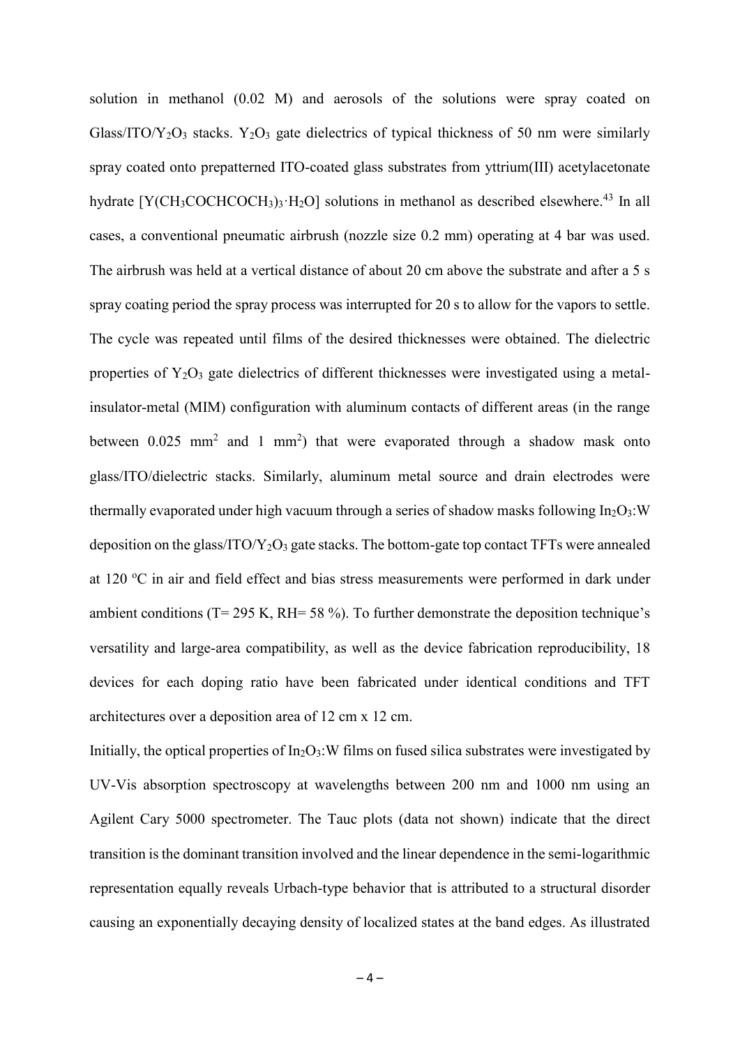solution in methanol (0.02 M) and aerosols of the solutions were spray coated on Glass/ITO/$Y_2O_3$ stacks. $Y_2O_3$ gate dielectrics of typical thickness of 50 nm were similarly spray coated onto prepatterned ITO-coated glass substrates from yttrium(III) acetylacetonate hydrate [$Y(CH_3COCHCOCH_3)_3 \cdot H_2O$] solutions in methanol as described elsewhere.[43] In all cases, a conventional pneumatic airbrush (nozzle size 0.2 mm) operating at 4 bar was used. The airbrush was held at a vertical distance of about 20 cm above the substrate and after a 5 s spray coating period the spray process was interrupted for 20 s to allow for the vapors to settle. The cycle was repeated until films of the desired thicknesses were obtained. The dielectric properties of $Y_2O_3$ gate dielectrics of different thicknesses were investigated using a metal-insulator-metal (MIM) configuration with aluminum contacts of different areas (in the range between 0.025 $mm^2$ and 1 $mm^2$) that were evaporated through a shadow mask onto glass/ITO/dielectric stacks. Similarly, aluminum metal source and drain electrodes were thermally evaporated under high vacuum through a series of shadow masks following $In_2O_3$:W deposition on the glass/ITO/$Y_2O_3$ gate stacks. The bottom-gate top contact TFTs were annealed at 120 °C in air and field effect and bias stress measurements were performed in dark under ambient conditions (T= 295 K, RH= 58 %). To further demonstrate the deposition technique's versatility and large-area compatibility, as well as the device fabrication reproducibility, 18 devices for each doping ratio have been fabricated under identical conditions and TFT architectures over a deposition area of 12 cm x 12 cm.

Initially, the optical properties of $In_2O_3$:W films on fused silica substrates were investigated by UV-Vis absorption spectroscopy at wavelengths between 200 nm and 1000 nm using an Agilent Cary 5000 spectrometer. The Tauc plots (data not shown) indicate that the direct transition is the dominant transition involved and the linear dependence in the semi-logarithmic representation equally reveals Urbach-type behavior that is attributed to a structural disorder causing an exponentially decaying density of localized states at the band edges. As illustrated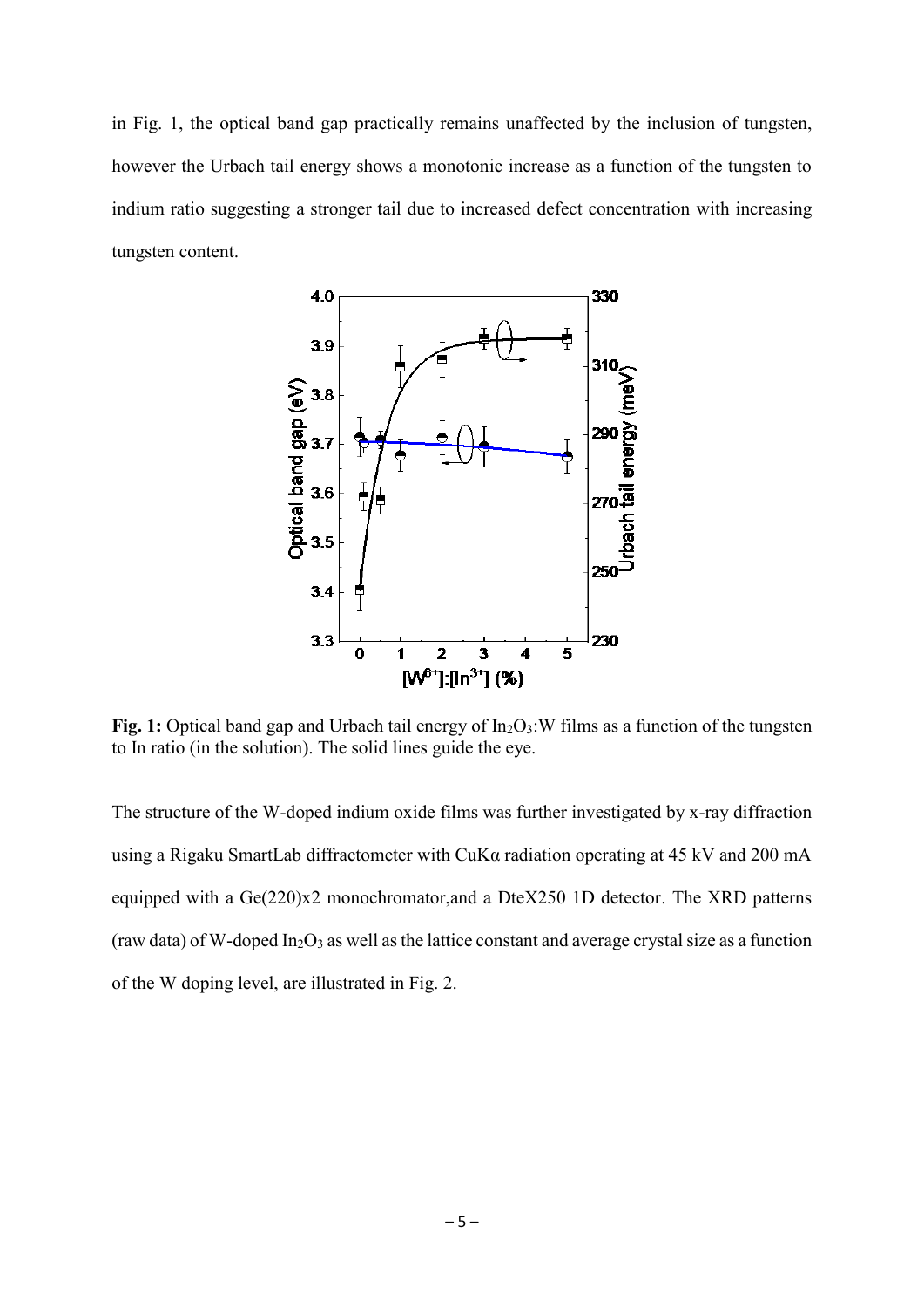in Fig. 1, the optical band gap practically remains unaffected by the inclusion of tungsten, however the Urbach tail energy shows a monotonic increase as a function of the tungsten to indium ratio suggesting a stronger tail due to increased defect concentration with increasing tungsten content.

Optical band gap (eV)

4.0
3.9
3.8
3.7
3.6
3.5
3.4
3.3

Urbach tail energy (meV)

330
310
290
270
250
230

0 1 2 3 4 5

$[W^{6+}]:[In^{3+}]$ (%)

**Fig. 1:** Optical band gap and Urbach tail energy of $In_2O_3$:W films as a function of the tungsten to In ratio (in the solution). The solid lines guide the eye.

The structure of the W-doped indium oxide films was further investigated by x-ray diffraction using a Rigaku SmartLab diffractometer with CuKα radiation operating at 45 kV and 200 mA equipped with a Ge(220)x2 monochromator,and a DteX250 1D detector. The XRD patterns (raw data) of W-doped $In_2O_3$ as well as the lattice constant and average crystal size as a function of the W doping level, are illustrated in Fig. 2.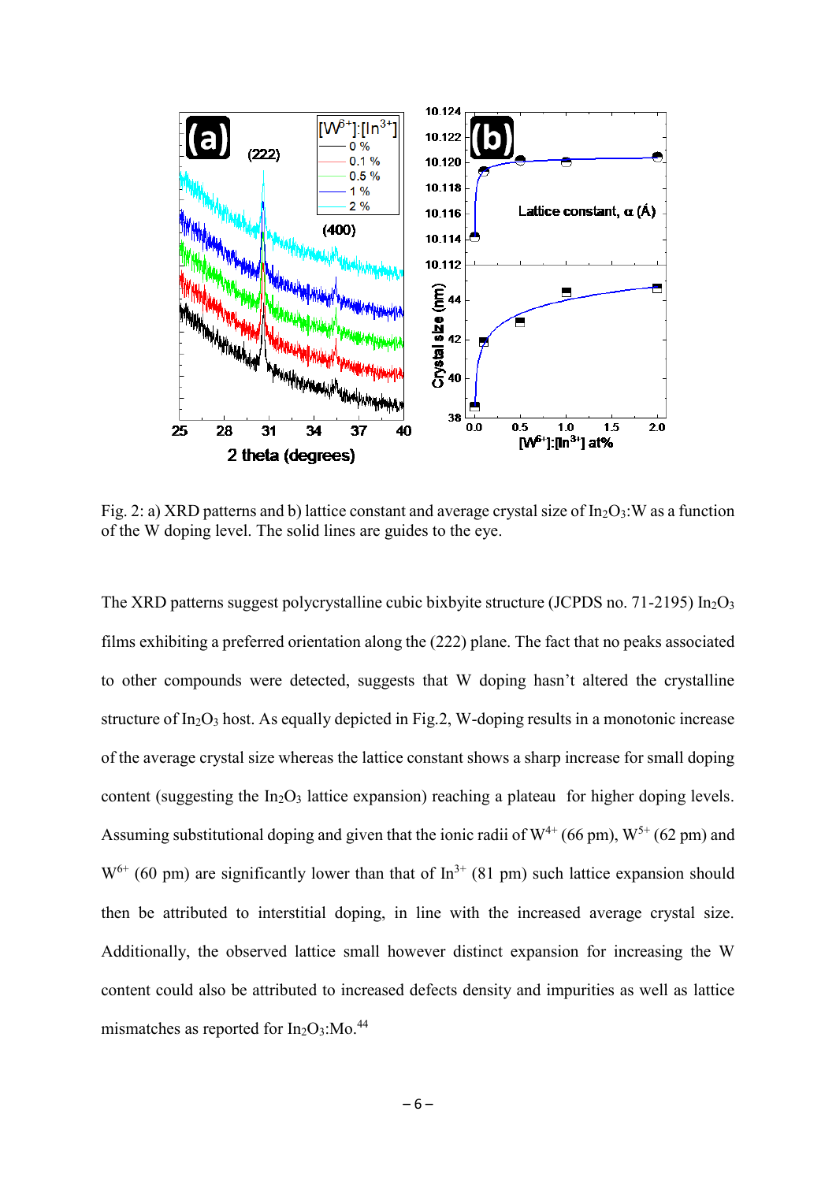(a)

(222)

(400)

$[W^{6+}]:[In^{3+}]$

0 %

0.1 %

0.5 %

1 %

2 %

25 28 31 34 37 40

2 theta (degrees)

(b)

10.124

10.122

10.120

10.118

10.116

10.114

10.112

Lattice constant, α (Å)

Crystal size (nm)

44

42

40

38

0.0 0.5 1.0 1.5 2.0

$[W^{6+}]:[In^{3+}]$ at%

Fig. 2: a) XRD patterns and b) lattice constant and average crystal size of $In_2O_3$:W as a function of the W doping level. The solid lines are guides to the eye.

The XRD patterns suggest polycrystalline cubic bixbyite structure (JCPDS no. 71-2195) $In_2O_3$ films exhibiting a preferred orientation along the (222) plane. The fact that no peaks associated to other compounds were detected, suggests that W doping hasn't altered the crystalline structure of $In_2O_3$ host. As equally depicted in Fig.2, W-doping results in a monotonic increase of the average crystal size whereas the lattice constant shows a sharp increase for small doping content (suggesting the $In_2O_3$ lattice expansion) reaching a plateau for higher doping levels. Assuming substitutional doping and given that the ionic radii of $W^{4+}$ (66 pm), $W^{5+}$ (62 pm) and $W^{6+}$ (60 pm) are significantly lower than that of $In^{3+}$ (81 pm) such lattice expansion should then be attributed to interstitial doping, in line with the increased average crystal size. Additionally, the observed lattice small however distinct expansion for increasing the W content could also be attributed to increased defects density and impurities as well as lattice mismatches as reported for $In_2O_3$:Mo.[44]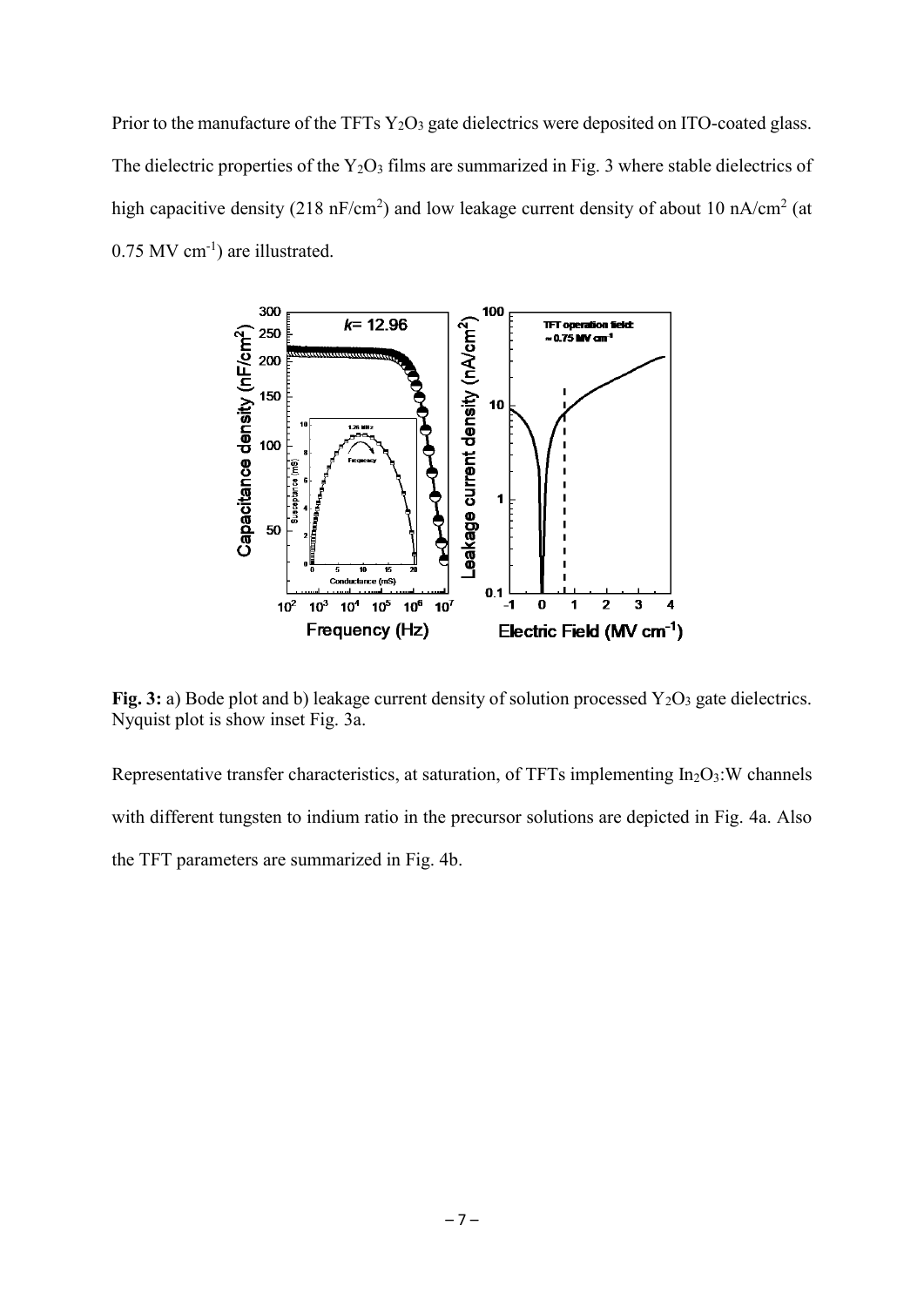Prior to the manufacture of the TFTs $Y_2O_3$ gate dielectrics were deposited on ITO-coated glass. The dielectric properties of the $Y_2O_3$ films are summarized in Fig. 3 where stable dielectrics of high capacitive density (218 nF/cm$^2$) and low leakage current density of about 10 nA/cm$^2$ (at 0.75 MV cm$^{-1}$) are illustrated.

k= 12.96

Capacitance density (nF/cm$^2$)

Frequency (Hz)

1.26 MHz

Frequency

Susceptance (mS)

Conductance (mS)

TFT operation field: ~0.75 MV cm$^{-1}$

Leakage current density (nA/cm$^2$)

Electric Field (MV cm$^{-1}$)

**Fig. 3:** a) Bode plot and b) leakage current density of solution processed $Y_2O_3$ gate dielectrics. Nyquist plot is show inset Fig. 3a.

Representative transfer characteristics, at saturation, of TFTs implementing $In_2O_3$:W channels with different tungsten to indium ratio in the precursor solutions are depicted in Fig. 4a. Also the TFT parameters are summarized in Fig. 4b.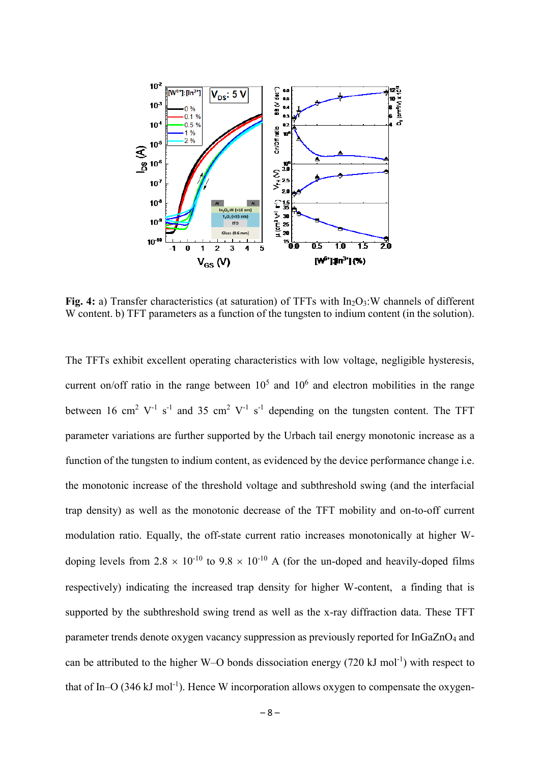$10^{-2}$
$[W^{6+}]:[In^{3+}]$
$V_{DS}$: 5 V
$10^{-3}$
0 %
0.1 %
0.5 %
1 %
2 %
$10^{-4}$
$10^{-5}$
$I_{DS}$ (A)
$10^{-6}$
$10^{-7}$
$10^{-8}$
$10^{-9}$
$10^{-10}$
Al
Al
$In_2O_3$:W (≈10 nm)
$Y_2O_3$ (≈55 nm)
ITO
Glass (0.6 mm)
-1 0 1 2 3 4 5
$V_{GS}$ (V)

SS (V dec$^{-1}$)
$D_{it}$ ($cm^2$/V) x $10^{12}$
On/Off ratio
$V_{TH}$ (V)
μ ($cm^2$ $V^{-1}$ $s^{-1}$)
0.0 0.5 1.0 1.5 2.0
$[W^{6+}]:[In^{3+}]$ (%)

**Fig. 4:** a) Transfer characteristics (at saturation) of TFTs with $In_2O_3$:W channels of different W content. b) TFT parameters as a function of the tungsten to indium content (in the solution).

The TFTs exhibit excellent operating characteristics with low voltage, negligible hysteresis, current on/off ratio in the range between $10^5$ and $10^6$ and electron mobilities in the range between 16 $cm^2$ $V^{-1}$ $s^{-1}$ and 35 $cm^2$ $V^{-1}$ $s^{-1}$ depending on the tungsten content. The TFT parameter variations are further supported by the Urbach tail energy monotonic increase as a function of the tungsten to indium content, as evidenced by the device performance change i.e. the monotonic increase of the threshold voltage and subthreshold swing (and the interfacial trap density) as well as the monotonic decrease of the TFT mobility and on-to-off current modulation ratio. Equally, the off-state current ratio increases monotonically at higher W-doping levels from $2.8 \times 10^{-10}$ to $9.8 \times 10^{-10}$ A (for the un-doped and heavily-doped films respectively) indicating the increased trap density for higher W-content, a finding that is supported by the subthreshold swing trend as well as the x-ray diffraction data. These TFT parameter trends denote oxygen vacancy suppression as previously reported for $InGaZnO_4$ and can be attributed to the higher W–O bonds dissociation energy (720 kJ $mol^{-1}$) with respect to that of In–O (346 kJ $mol^{-1}$). Hence W incorporation allows oxygen to compensate the oxygen-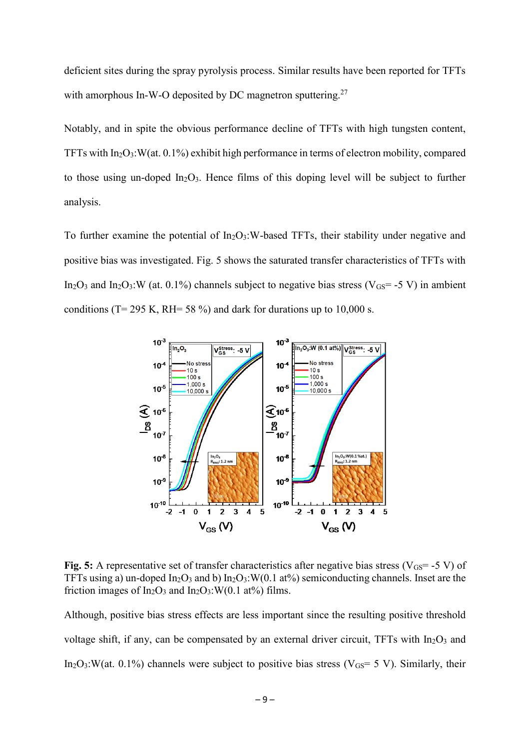deficient sites during the spray pyrolysis process. Similar results have been reported for TFTs with amorphous In-W-O deposited by DC magnetron sputtering.[27]

Notably, and in spite the obvious performance decline of TFTs with high tungsten content, TFTs with $In_2O_3$:W(at. 0.1%) exhibit high performance in terms of electron mobility, compared to those using un-doped $In_2O_3$. Hence films of this doping level will be subject to further analysis.

To further examine the potential of $In_2O_3$:W-based TFTs, their stability under negative and positive bias was investigated. Fig. 5 shows the saturated transfer characteristics of TFTs with $In_2O_3$ and $In_2O_3$:W (at. 0.1%) channels subject to negative bias stress ($V_{GS}$= -5 V) in ambient conditions (T= 295 K, RH= 58 %) and dark for durations up to 10,000 s.

In$_2$O$_3$
$V_{GS}^{Stress}$: -5 V
No stress
10 s
100 s
1,000 s
10,000 s
$I_{DS}$ (A)
$V_{GS}$ (V)
In$_2$O$_3$ R$_{RMS}$: 1.2 nm

In$_2$O$_3$:W (0.1 at%)
$V_{GS}^{Stress}$: -5 V
No stress
10 s
100 s
1,000 s
10,000 s
$I_{DS}$ (A)
$V_{GS}$ (V)
In$_2$O$_3$:W(0.1 %at.) R$_{RMS}$: 1.2 nm

**Fig. 5:** A representative set of transfer characteristics after negative bias stress ($V_{GS}$= -5 V) of TFTs using a) un-doped $In_2O_3$ and b) $In_2O_3$:W(0.1 at%) semiconducting channels. Inset are the friction images of $In_2O_3$ and $In_2O_3$:W(0.1 at%) films.

Although, positive bias stress effects are less important since the resulting positive threshold voltage shift, if any, can be compensated by an external driver circuit, TFTs with $In_2O_3$ and $In_2O_3$:W(at. 0.1%) channels were subject to positive bias stress ($V_{GS}$= 5 V). Similarly, their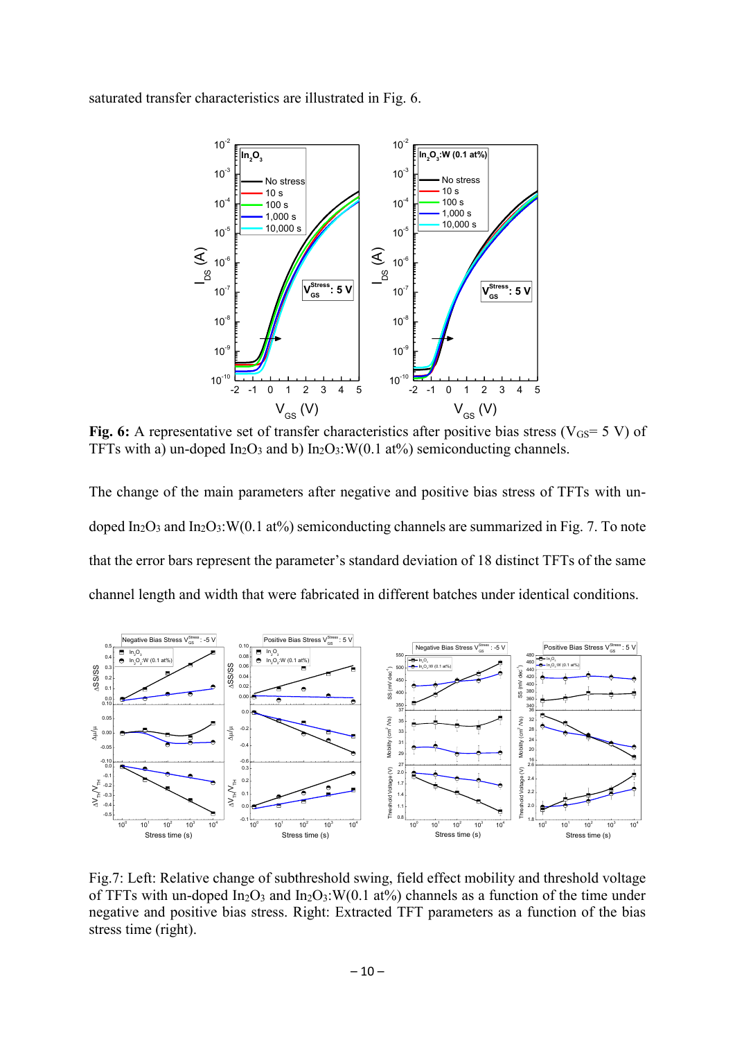saturated transfer characteristics are illustrated in Fig. 6.

$In_2O_3$

No stress
10 s
100 s
1,000 s
10,000 s

$V_{GS}^{Stress}$: 5 V

$I_{DS}$ (A)

$V_{GS}$ (V)

$In_2O_3$:W (0.1 at%)

No stress
10 s
100 s
1,000 s
10,000 s

$V_{GS}^{Stress}$: 5 V

$I_{DS}$ (A)

$V_{GS}$ (V)

**Fig. 6:** A representative set of transfer characteristics after positive bias stress ($V_{GS}$= 5 V) of TFTs with a) un-doped $In_2O_3$ and b) $In_2O_3$:W(0.1 at%) semiconducting channels.

The change of the main parameters after negative and positive bias stress of TFTs with un-doped $In_2O_3$ and $In_2O_3$:W(0.1 at%) semiconducting channels are summarized in Fig. 7. To note that the error bars represent the parameter's standard deviation of 18 distinct TFTs of the same channel length and width that were fabricated in different batches under identical conditions.

Negative Bias Stress $V_{GS}^{Stress}$: -5 V

Positive Bias Stress $V_{GS}^{Stress}$: 5 V

$In_2O_3$
$In_2O_3$:W (0.1 at%)

ΔSS/SS

Δμ/μ

$\Delta V_{TH}/V_{TH}$

SS (mV dec$^{-1}$)

Mobility (cm$^2$/Vs)

Threshold Voltage (V)

Stress time (s)

Fig.7: Left: Relative change of subthreshold swing, field effect mobility and threshold voltage of TFTs with un-doped $In_2O_3$ and $In_2O_3$:W(0.1 at%) channels as a function of the time under negative and positive bias stress. Right: Extracted TFT parameters as a function of the bias stress time (right).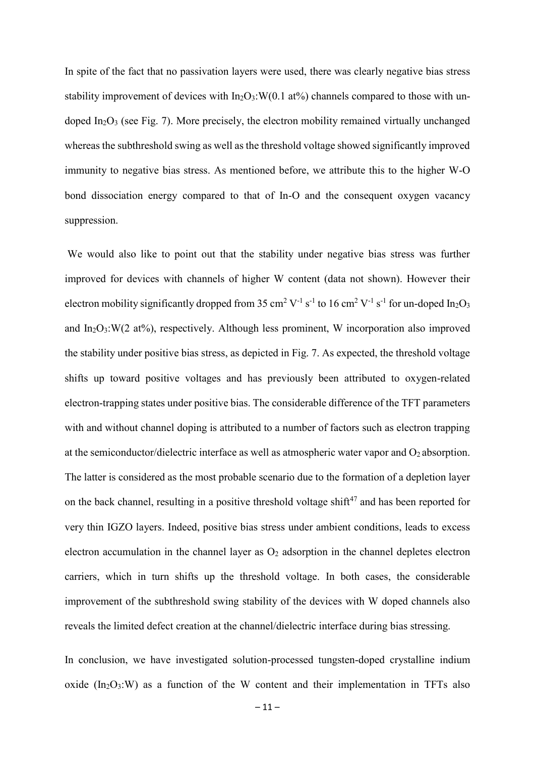In spite of the fact that no passivation layers were used, there was clearly negative bias stress stability improvement of devices with $In_2O_3$:W(0.1 at%) channels compared to those with un-doped $In_2O_3$ (see Fig. 7). More precisely, the electron mobility remained virtually unchanged whereas the subthreshold swing as well as the threshold voltage showed significantly improved immunity to negative bias stress. As mentioned before, we attribute this to the higher W-O bond dissociation energy compared to that of In-O and the consequent oxygen vacancy suppression.

We would also like to point out that the stability under negative bias stress was further improved for devices with channels of higher W content (data not shown). However their electron mobility significantly dropped from 35 $cm^2 V^{-1} s^{-1}$ to 16 $cm^2 V^{-1} s^{-1}$ for un-doped $In_2O_3$ and $In_2O_3$:W(2 at%), respectively. Although less prominent, W incorporation also improved the stability under positive bias stress, as depicted in Fig. 7. As expected, the threshold voltage shifts up toward positive voltages and has previously been attributed to oxygen-related electron-trapping states under positive bias. The considerable difference of the TFT parameters with and without channel doping is attributed to a number of factors such as electron trapping at the semiconductor/dielectric interface as well as atmospheric water vapor and $O_2$ absorption. The latter is considered as the most probable scenario due to the formation of a depletion layer on the back channel, resulting in a positive threshold voltage shift[47] and has been reported for very thin IGZO layers. Indeed, positive bias stress under ambient conditions, leads to excess electron accumulation in the channel layer as $O_2$ adsorption in the channel depletes electron carriers, which in turn shifts up the threshold voltage. In both cases, the considerable improvement of the subthreshold swing stability of the devices with W doped channels also reveals the limited defect creation at the channel/dielectric interface during bias stressing.

In conclusion, we have investigated solution-processed tungsten-doped crystalline indium oxide ($In_2O_3$:W) as a function of the W content and their implementation in TFTs also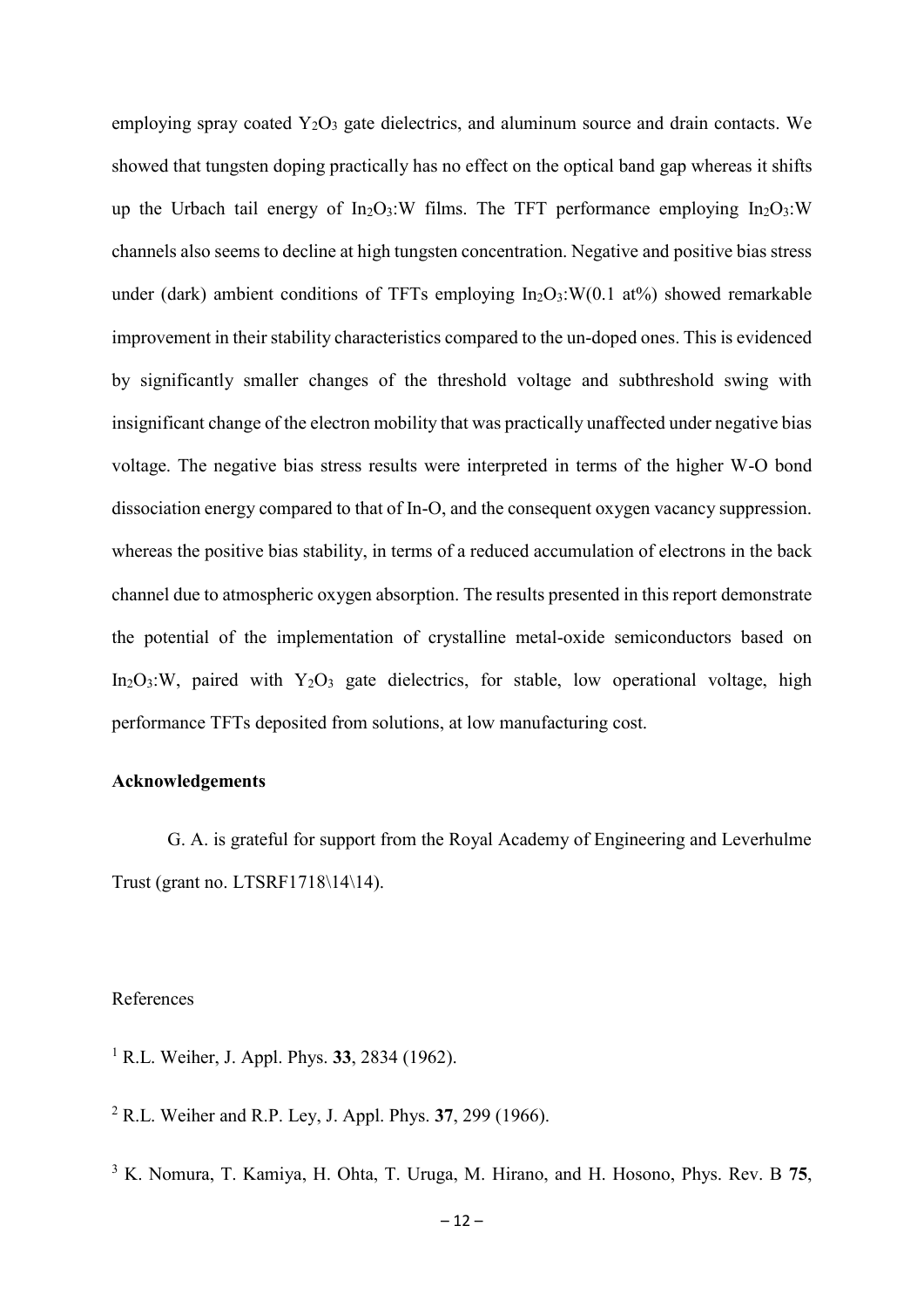employing spray coated $Y_2O_3$ gate dielectrics, and aluminum source and drain contacts. We showed that tungsten doping practically has no effect on the optical band gap whereas it shifts up the Urbach tail energy of $In_2O_3$:W films. The TFT performance employing $In_2O_3$:W channels also seems to decline at high tungsten concentration. Negative and positive bias stress under (dark) ambient conditions of TFTs employing $In_2O_3$:W(0.1 at%) showed remarkable improvement in their stability characteristics compared to the un-doped ones. This is evidenced by significantly smaller changes of the threshold voltage and subthreshold swing with insignificant change of the electron mobility that was practically unaffected under negative bias voltage. The negative bias stress results were interpreted in terms of the higher W-O bond dissociation energy compared to that of In-O, and the consequent oxygen vacancy suppression. whereas the positive bias stability, in terms of a reduced accumulation of electrons in the back channel due to atmospheric oxygen absorption. The results presented in this report demonstrate the potential of the implementation of crystalline metal-oxide semiconductors based on $In_2O_3$:W, paired with $Y_2O_3$ gate dielectrics, for stable, low operational voltage, high performance TFTs deposited from solutions, at low manufacturing cost.

**Acknowledgements**

G. A. is grateful for support from the Royal Academy of Engineering and Leverhulme Trust (grant no. LTSRF1718\14\14).

References

[1] R.L. Weiher, J. Appl. Phys. **33**, 2834 (1962).

[2] R.L. Weiher and R.P. Ley, J. Appl. Phys. **37**, 299 (1966).

[3] K. Nomura, T. Kamiya, H. Ohta, T. Uruga, M. Hirano, and H. Hosono, Phys. Rev. B **75**,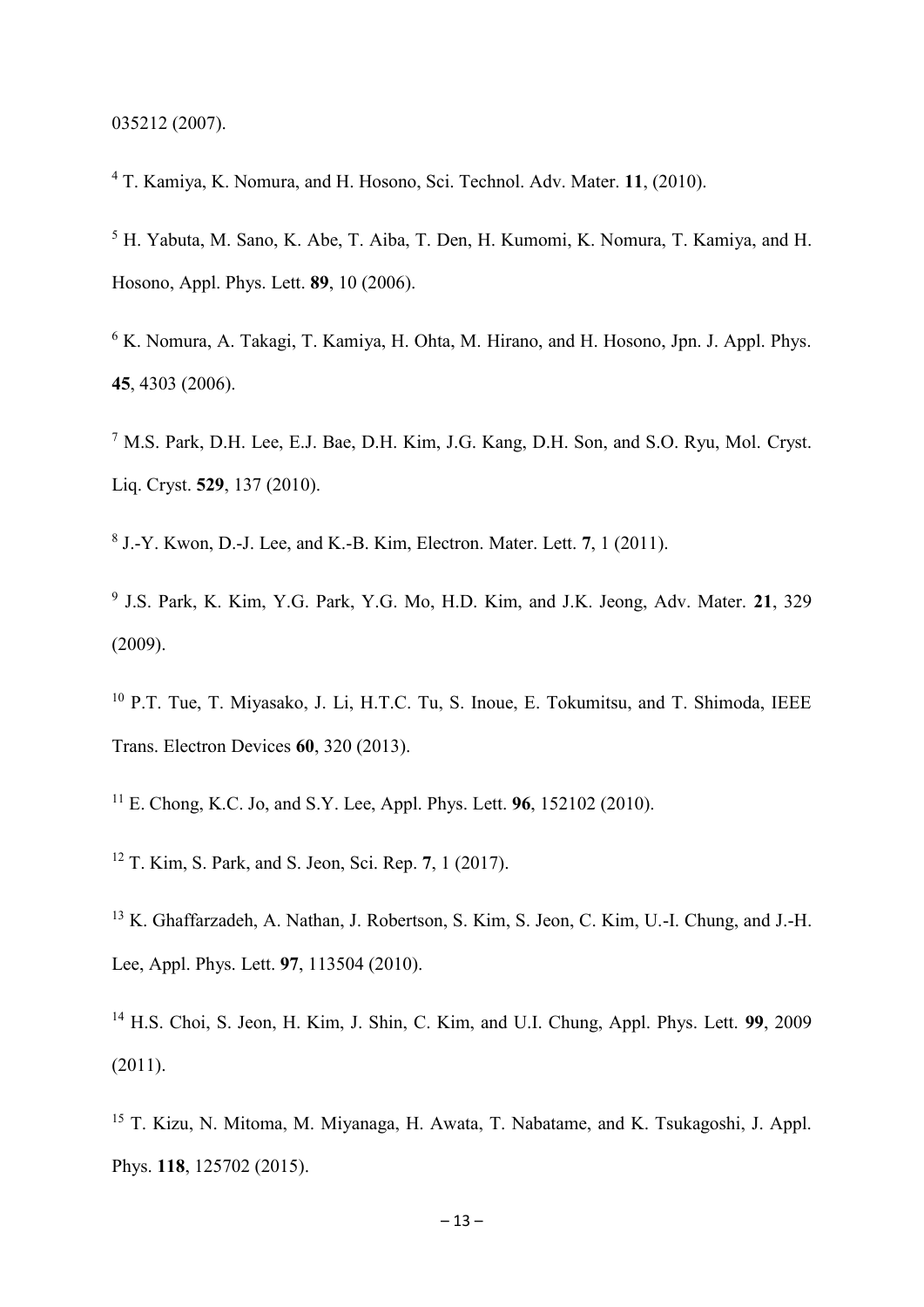035212 (2007).

[4] T. Kamiya, K. Nomura, and H. Hosono, Sci. Technol. Adv. Mater. **11**, (2010).

[5] H. Yabuta, M. Sano, K. Abe, T. Aiba, T. Den, H. Kumomi, K. Nomura, T. Kamiya, and H. Hosono, Appl. Phys. Lett. **89**, 10 (2006).

[6] K. Nomura, A. Takagi, T. Kamiya, H. Ohta, M. Hirano, and H. Hosono, Jpn. J. Appl. Phys. **45**, 4303 (2006).

[7] M.S. Park, D.H. Lee, E.J. Bae, D.H. Kim, J.G. Kang, D.H. Son, and S.O. Ryu, Mol. Cryst. Liq. Cryst. **529**, 137 (2010).

[8] J.-Y. Kwon, D.-J. Lee, and K.-B. Kim, Electron. Mater. Lett. **7**, 1 (2011).

[9] J.S. Park, K. Kim, Y.G. Park, Y.G. Mo, H.D. Kim, and J.K. Jeong, Adv. Mater. **21**, 329 (2009).

[10] P.T. Tue, T. Miyasako, J. Li, H.T.C. Tu, S. Inoue, E. Tokumitsu, and T. Shimoda, IEEE Trans. Electron Devices **60**, 320 (2013).

[11] E. Chong, K.C. Jo, and S.Y. Lee, Appl. Phys. Lett. **96**, 152102 (2010).

[12] T. Kim, S. Park, and S. Jeon, Sci. Rep. **7**, 1 (2017).

[13] K. Ghaffarzadeh, A. Nathan, J. Robertson, S. Kim, S. Jeon, C. Kim, U.-I. Chung, and J.-H. Lee, Appl. Phys. Lett. **97**, 113504 (2010).

[14] H.S. Choi, S. Jeon, H. Kim, J. Shin, C. Kim, and U.I. Chung, Appl. Phys. Lett. **99**, 2009 (2011).

[15] T. Kizu, N. Mitoma, M. Miyanaga, H. Awata, T. Nabatame, and K. Tsukagoshi, J. Appl. Phys. **118**, 125702 (2015).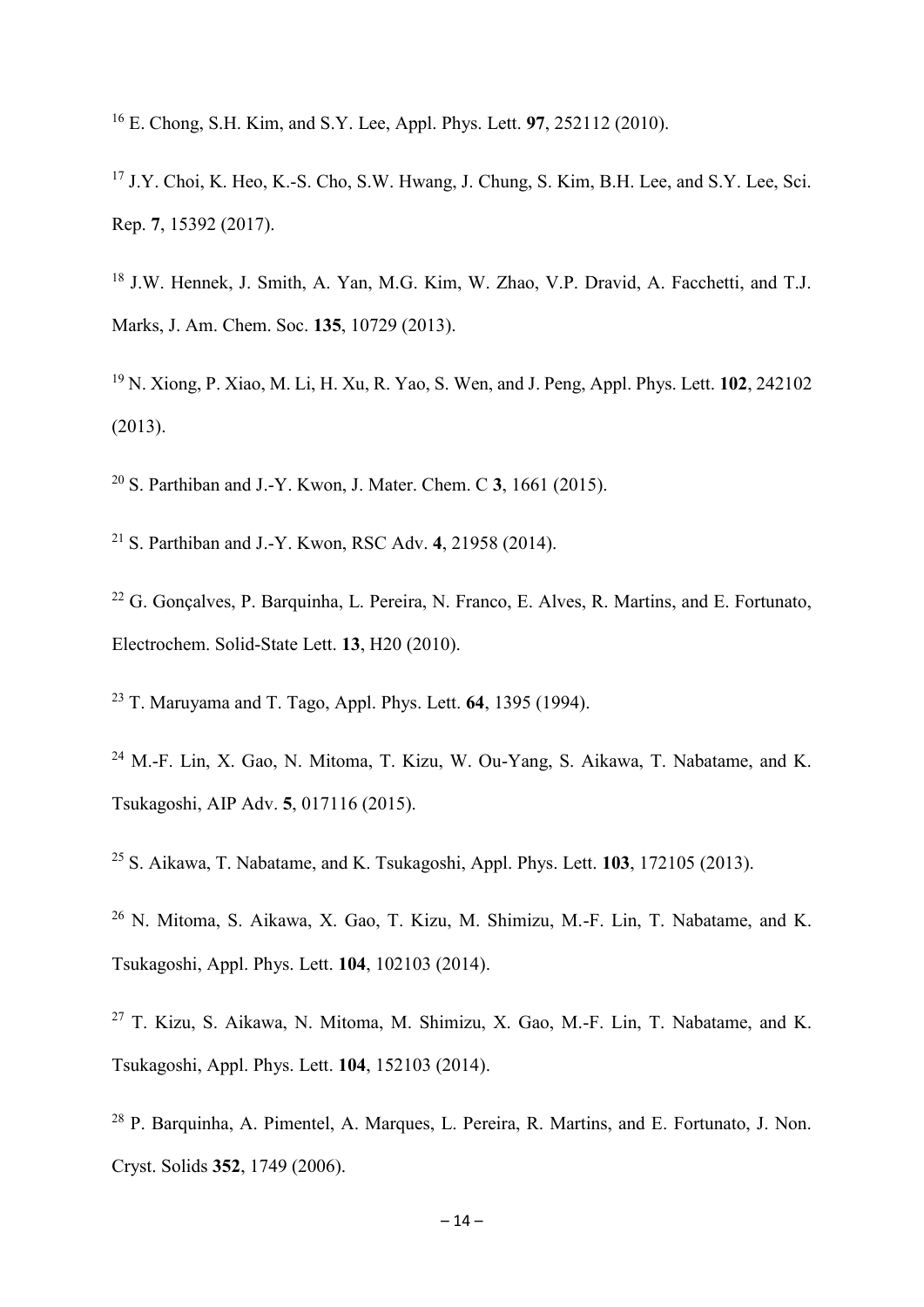[16] E. Chong, S.H. Kim, and S.Y. Lee, Appl. Phys. Lett. **97**, 252112 (2010).

[17] J.Y. Choi, K. Heo, K.-S. Cho, S.W. Hwang, J. Chung, S. Kim, B.H. Lee, and S.Y. Lee, Sci. Rep. **7**, 15392 (2017).

[18] J.W. Hennek, J. Smith, A. Yan, M.G. Kim, W. Zhao, V.P. Dravid, A. Facchetti, and T.J. Marks, J. Am. Chem. Soc. **135**, 10729 (2013).

[19] N. Xiong, P. Xiao, M. Li, H. Xu, R. Yao, S. Wen, and J. Peng, Appl. Phys. Lett. **102**, 242102 (2013).

[20] S. Parthiban and J.-Y. Kwon, J. Mater. Chem. C **3**, 1661 (2015).

[21] S. Parthiban and J.-Y. Kwon, RSC Adv. **4**, 21958 (2014).

[22] G. Gonçalves, P. Barquinha, L. Pereira, N. Franco, E. Alves, R. Martins, and E. Fortunato, Electrochem. Solid-State Lett. **13**, H20 (2010).

[23] T. Maruyama and T. Tago, Appl. Phys. Lett. **64**, 1395 (1994).

[24] M.-F. Lin, X. Gao, N. Mitoma, T. Kizu, W. Ou-Yang, S. Aikawa, T. Nabatame, and K. Tsukagoshi, AIP Adv. **5**, 017116 (2015).

[25] S. Aikawa, T. Nabatame, and K. Tsukagoshi, Appl. Phys. Lett. **103**, 172105 (2013).

[26] N. Mitoma, S. Aikawa, X. Gao, T. Kizu, M. Shimizu, M.-F. Lin, T. Nabatame, and K. Tsukagoshi, Appl. Phys. Lett. **104**, 102103 (2014).

[27] T. Kizu, S. Aikawa, N. Mitoma, M. Shimizu, X. Gao, M.-F. Lin, T. Nabatame, and K. Tsukagoshi, Appl. Phys. Lett. **104**, 152103 (2014).

[28] P. Barquinha, A. Pimentel, A. Marques, L. Pereira, R. Martins, and E. Fortunato, J. Non. Cryst. Solids **352**, 1749 (2006).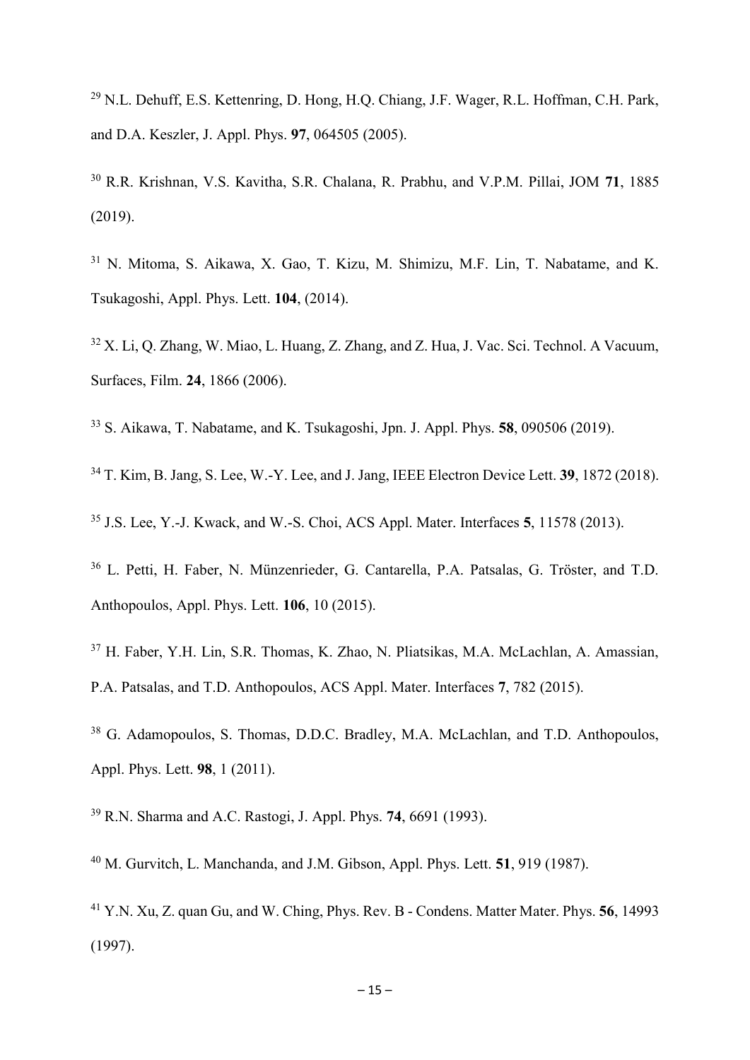[29] N.L. Dehuff, E.S. Kettenring, D. Hong, H.Q. Chiang, J.F. Wager, R.L. Hoffman, C.H. Park, and D.A. Keszler, J. Appl. Phys. **97**, 064505 (2005).

[30] R.R. Krishnan, V.S. Kavitha, S.R. Chalana, R. Prabhu, and V.P.M. Pillai, JOM **71**, 1885 (2019).

[31] N. Mitoma, S. Aikawa, X. Gao, T. Kizu, M. Shimizu, M.F. Lin, T. Nabatame, and K. Tsukagoshi, Appl. Phys. Lett. **104**, (2014).

[32] X. Li, Q. Zhang, W. Miao, L. Huang, Z. Zhang, and Z. Hua, J. Vac. Sci. Technol. A Vacuum, Surfaces, Film. **24**, 1866 (2006).

[33] S. Aikawa, T. Nabatame, and K. Tsukagoshi, Jpn. J. Appl. Phys. **58**, 090506 (2019).

[34] T. Kim, B. Jang, S. Lee, W.-Y. Lee, and J. Jang, IEEE Electron Device Lett. **39**, 1872 (2018).

[35] J.S. Lee, Y.-J. Kwack, and W.-S. Choi, ACS Appl. Mater. Interfaces **5**, 11578 (2013).

[36] L. Petti, H. Faber, N. Münzenrieder, G. Cantarella, P.A. Patsalas, G. Tröster, and T.D. Anthopoulos, Appl. Phys. Lett. **106**, 10 (2015).

[37] H. Faber, Y.H. Lin, S.R. Thomas, K. Zhao, N. Pliatsikas, M.A. McLachlan, A. Amassian, P.A. Patsalas, and T.D. Anthopoulos, ACS Appl. Mater. Interfaces **7**, 782 (2015).

[38] G. Adamopoulos, S. Thomas, D.D.C. Bradley, M.A. McLachlan, and T.D. Anthopoulos, Appl. Phys. Lett. **98**, 1 (2011).

[39] R.N. Sharma and A.C. Rastogi, J. Appl. Phys. **74**, 6691 (1993).

[40] M. Gurvitch, L. Manchanda, and J.M. Gibson, Appl. Phys. Lett. **51**, 919 (1987).

[41] Y.N. Xu, Z. quan Gu, and W. Ching, Phys. Rev. B - Condens. Matter Mater. Phys. **56**, 14993 (1997).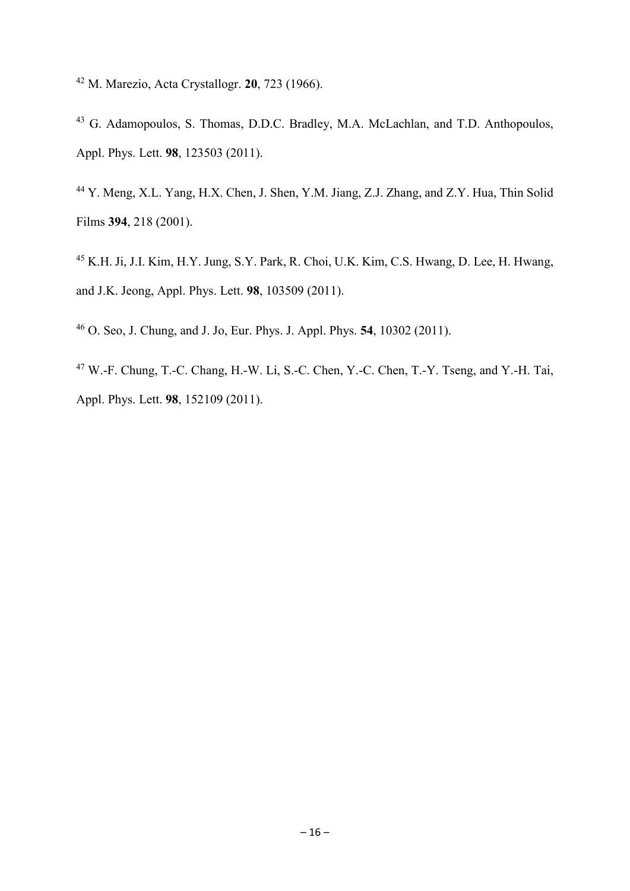[42] M. Marezio, Acta Crystallogr. **20**, 723 (1966).

[43] G. Adamopoulos, S. Thomas, D.D.C. Bradley, M.A. McLachlan, and T.D. Anthopoulos, Appl. Phys. Lett. **98**, 123503 (2011).

[44] Y. Meng, X.L. Yang, H.X. Chen, J. Shen, Y.M. Jiang, Z.J. Zhang, and Z.Y. Hua, Thin Solid Films **394**, 218 (2001).

[45] K.H. Ji, J.I. Kim, H.Y. Jung, S.Y. Park, R. Choi, U.K. Kim, C.S. Hwang, D. Lee, H. Hwang, and J.K. Jeong, Appl. Phys. Lett. **98**, 103509 (2011).

[46] O. Seo, J. Chung, and J. Jo, Eur. Phys. J. Appl. Phys. **54**, 10302 (2011).

[47] W.-F. Chung, T.-C. Chang, H.-W. Li, S.-C. Chen, Y.-C. Chen, T.-Y. Tseng, and Y.-H. Tai, Appl. Phys. Lett. **98**, 152109 (2011).